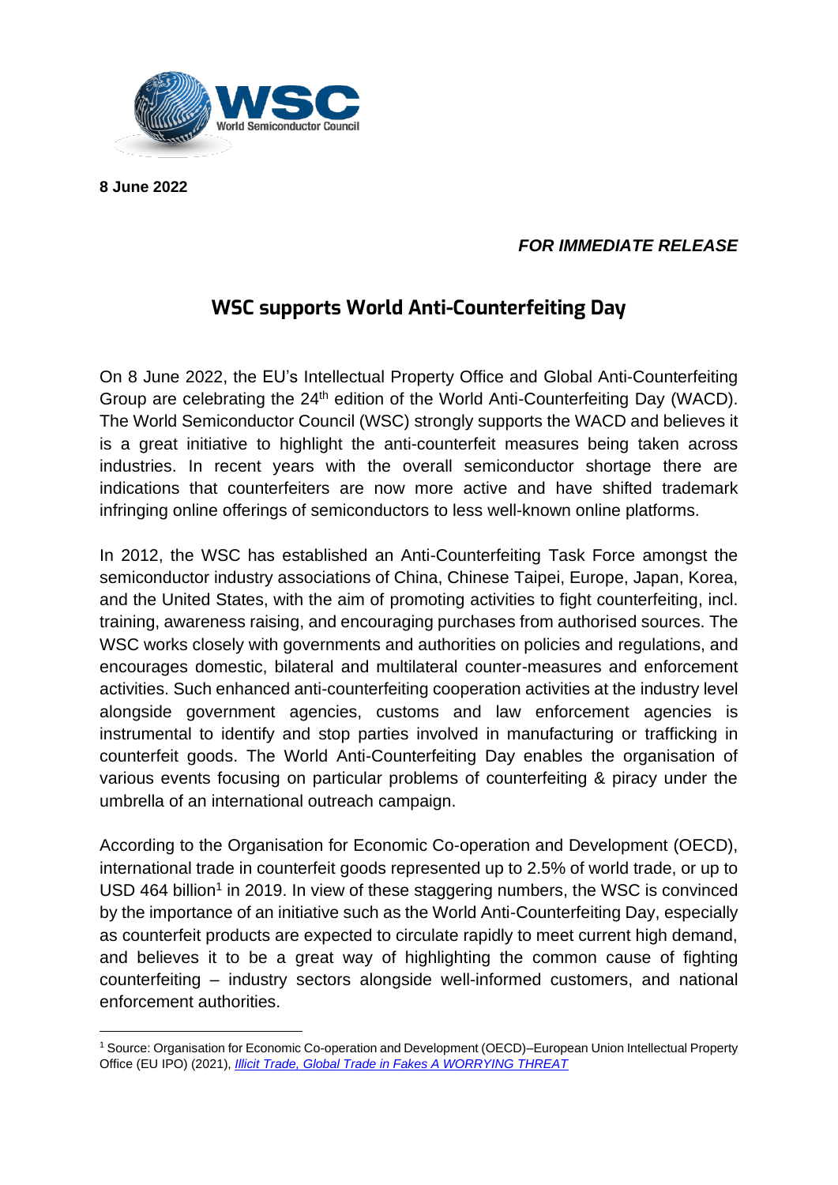**8 June 2022**

***FOR IMMEDIATE RELEASE***

# WSC supports World Anti-Counterfeiting Day

On 8 June 2022, the EU's Intellectual Property Office and Global Anti-Counterfeiting Group are celebrating the 24th edition of the World Anti-Counterfeiting Day (WACD). The World Semiconductor Council (WSC) strongly supports the WACD and believes it is a great initiative to highlight the anti-counterfeit measures being taken across industries. In recent years with the overall semiconductor shortage there are indications that counterfeiters are now more active and have shifted trademark infringing online offerings of semiconductors to less well-known online platforms.

In 2012, the WSC has established an Anti-Counterfeiting Task Force amongst the semiconductor industry associations of China, Chinese Taipei, Europe, Japan, Korea, and the United States, with the aim of promoting activities to fight counterfeiting, incl. training, awareness raising, and encouraging purchases from authorised sources. The WSC works closely with governments and authorities on policies and regulations, and encourages domestic, bilateral and multilateral counter-measures and enforcement activities. Such enhanced anti-counterfeiting cooperation activities at the industry level alongside government agencies, customs and law enforcement agencies is instrumental to identify and stop parties involved in manufacturing or trafficking in counterfeit goods. The World Anti-Counterfeiting Day enables the organisation of various events focusing on particular problems of counterfeiting & piracy under the umbrella of an international outreach campaign.

According to the Organisation for Economic Co-operation and Development (OECD), international trade in counterfeit goods represented up to 2.5% of world trade, or up to USD 464 billion[1] in 2019. In view of these staggering numbers, the WSC is convinced by the importance of an initiative such as the World Anti-Counterfeiting Day, especially as counterfeit products are expected to circulate rapidly to meet current high demand, and believes it to be a great way of highlighting the common cause of fighting counterfeiting – industry sectors alongside well-informed customers, and national enforcement authorities.

---

[1] Source: Organisation for Economic Co-operation and Development (OECD)–European Union Intellectual Property Office (EU IPO) (2021), *Illicit Trade, Global Trade in Fakes A WORRYING THREAT*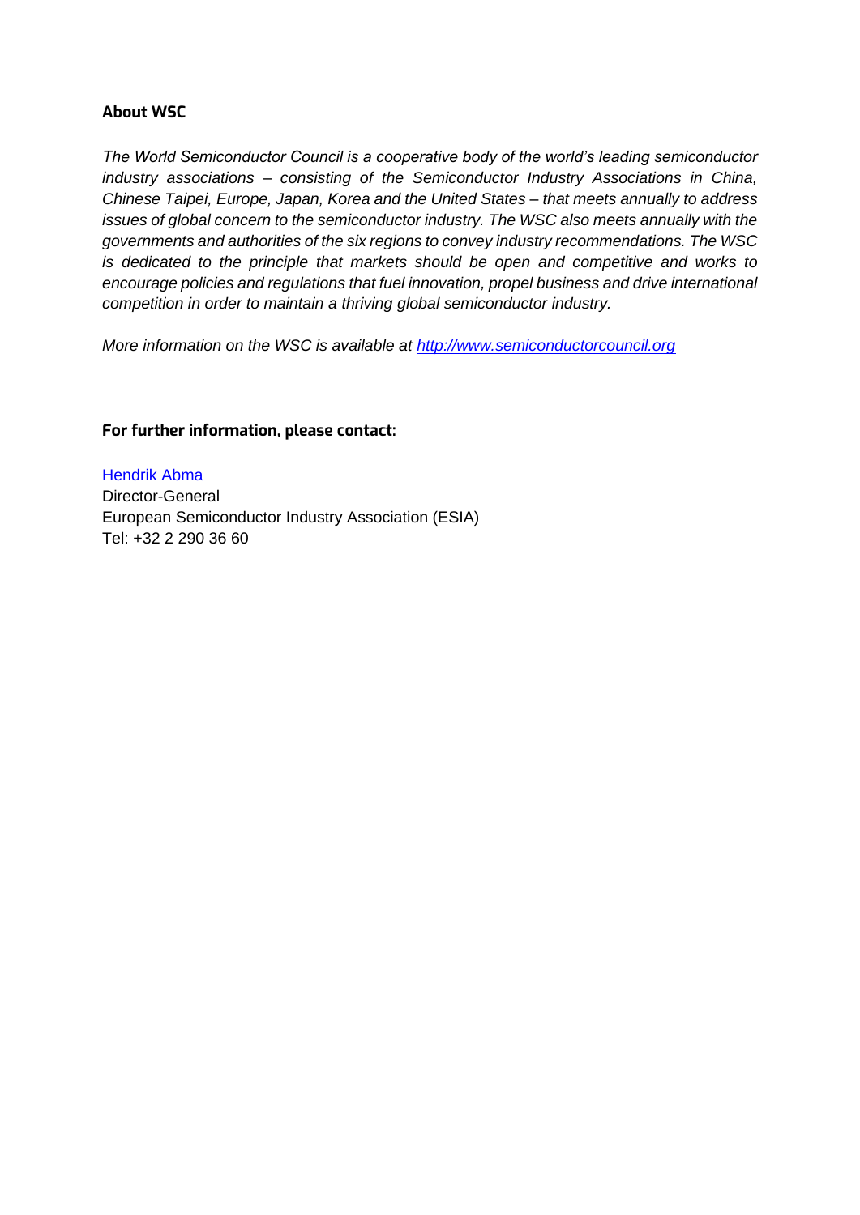**About WSC**

*The World Semiconductor Council is a cooperative body of the world's leading semiconductor industry associations – consisting of the Semiconductor Industry Associations in China, Chinese Taipei, Europe, Japan, Korea and the United States – that meets annually to address issues of global concern to the semiconductor industry. The WSC also meets annually with the governments and authorities of the six regions to convey industry recommendations. The WSC is dedicated to the principle that markets should be open and competitive and works to encourage policies and regulations that fuel innovation, propel business and drive international competition in order to maintain a thriving global semiconductor industry.*

*More information on the WSC is available at [http://www.semiconductorcouncil.org](http://www.semiconductorcouncil.org)*

**For further information, please contact:**

Hendrik Abma
Director-General
European Semiconductor Industry Association (ESIA)
Tel: +32 2 290 36 60